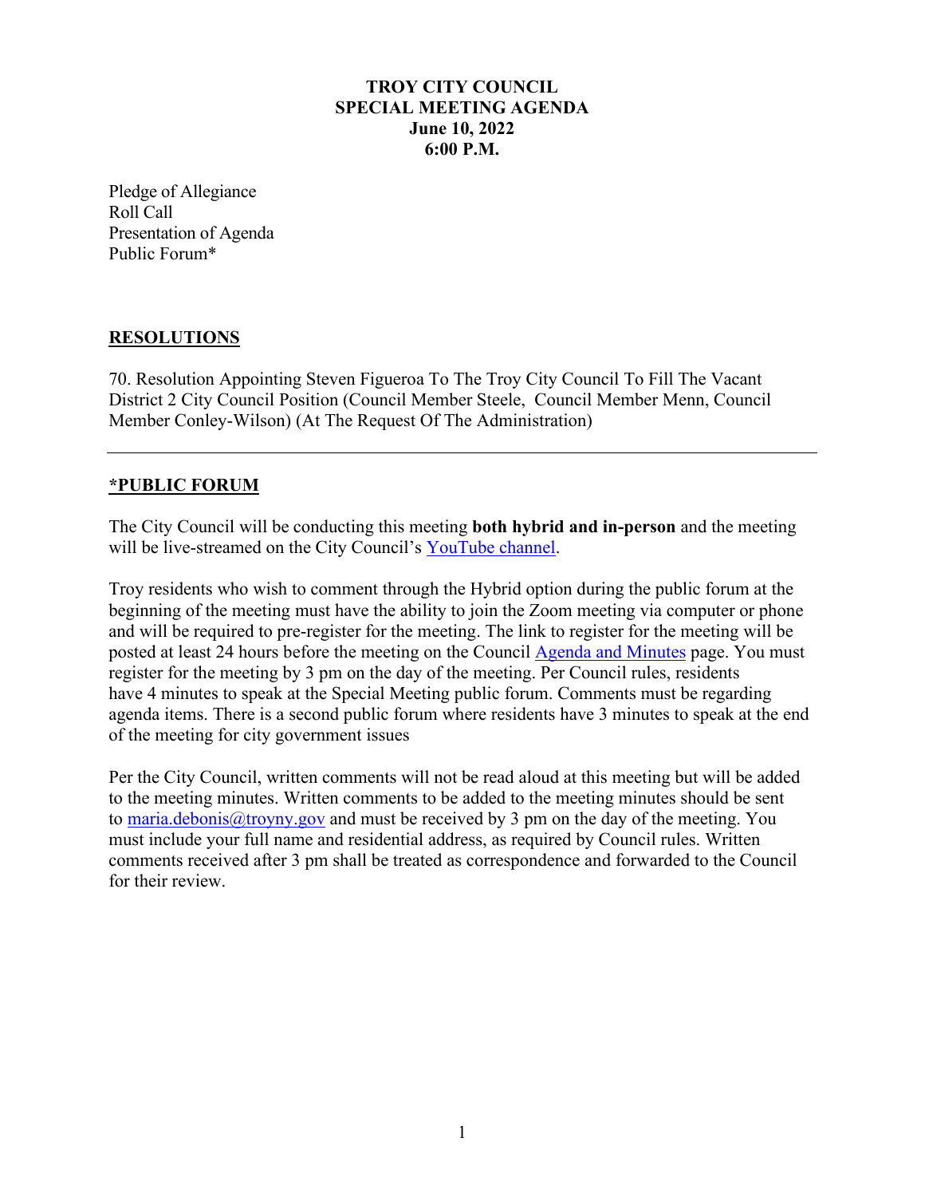# TROY CITY COUNCIL
## SPECIAL MEETING AGENDA
### June 10, 2022
### 6:00 P.M.

Pledge of Allegiance
Roll Call
Presentation of Agenda
Public Forum*

## RESOLUTIONS

70. Resolution Appointing Steven Figueroa To The Troy City Council To Fill The Vacant District 2 City Council Position (Council Member Steele, Council Member Menn, Council Member Conley-Wilson) (At The Request Of The Administration)

---

## *PUBLIC FORUM

The City Council will be conducting this meeting **both hybrid and in-person** and the meeting will be live-streamed on the City Council's YouTube channel.

Troy residents who wish to comment through the Hybrid option during the public forum at the beginning of the meeting must have the ability to join the Zoom meeting via computer or phone and will be required to pre-register for the meeting. The link to register for the meeting will be posted at least 24 hours before the meeting on the Council Agenda and Minutes page. You must register for the meeting by 3 pm on the day of the meeting. Per Council rules, residents have 4 minutes to speak at the Special Meeting public forum. Comments must be regarding agenda items. There is a second public forum where residents have 3 minutes to speak at the end of the meeting for city government issues

Per the City Council, written comments will not be read aloud at this meeting but will be added to the meeting minutes. Written comments to be added to the meeting minutes should be sent to maria.debonis@troyny.gov and must be received by 3 pm on the day of the meeting. You must include your full name and residential address, as required by Council rules. Written comments received after 3 pm shall be treated as correspondence and forwarded to the Council for their review.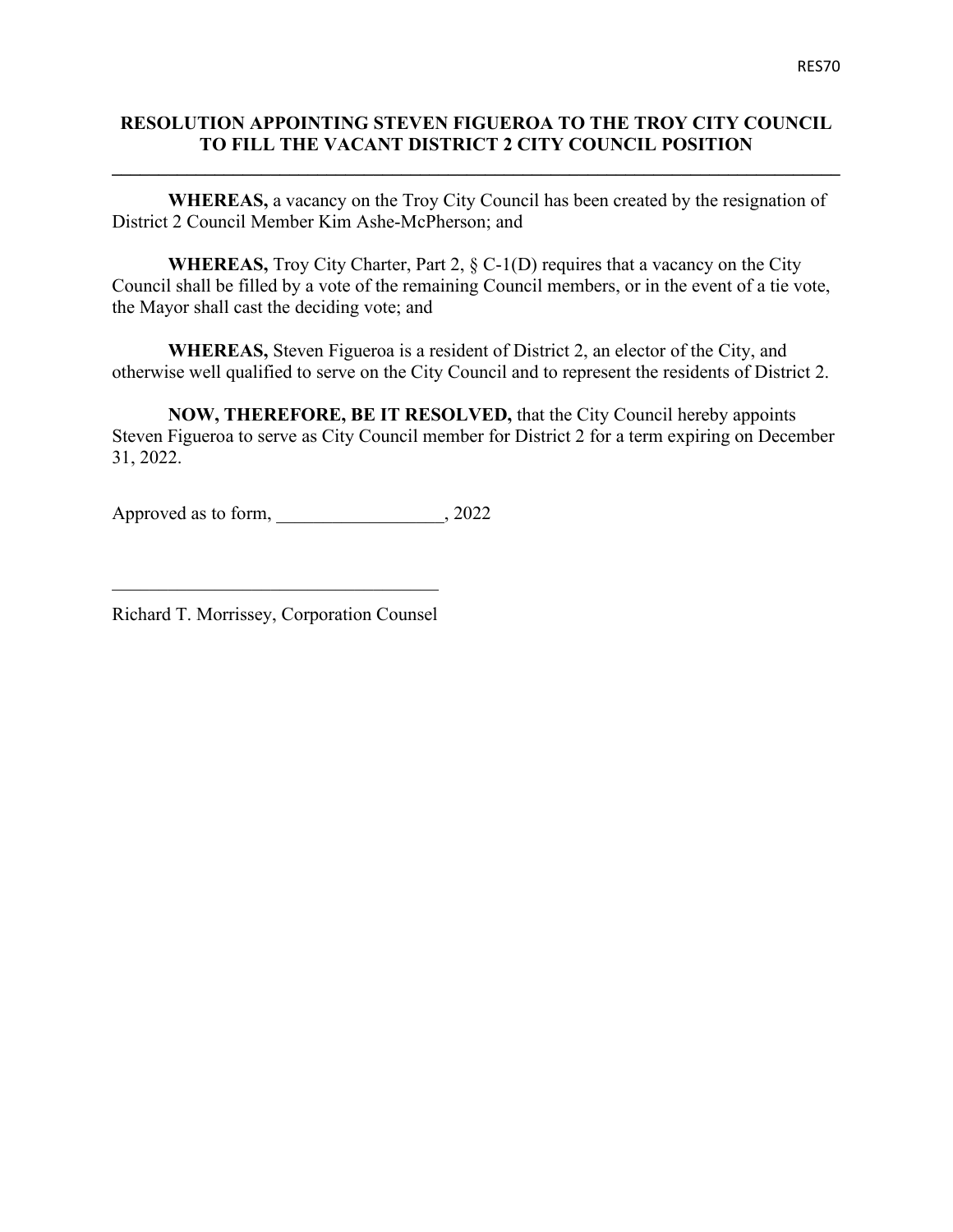RES70

# RESOLUTION APPOINTING STEVEN FIGUEROA TO THE TROY CITY COUNCIL TO FILL THE VACANT DISTRICT 2 CITY COUNCIL POSITION

---

**WHEREAS,** a vacancy on the Troy City Council has been created by the resignation of District 2 Council Member Kim Ashe-McPherson; and

**WHEREAS,** Troy City Charter, Part 2, § C-1(D) requires that a vacancy on the City Council shall be filled by a vote of the remaining Council members, or in the event of a tie vote, the Mayor shall cast the deciding vote; and

**WHEREAS,** Steven Figueroa is a resident of District 2, an elector of the City, and otherwise well qualified to serve on the City Council and to represent the residents of District 2.

**NOW, THEREFORE, BE IT RESOLVED,** that the City Council hereby appoints Steven Figueroa to serve as City Council member for District 2 for a term expiring on December 31, 2022.

Approved as to form, __________________, 2022

___________________________________

Richard T. Morrissey, Corporation Counsel